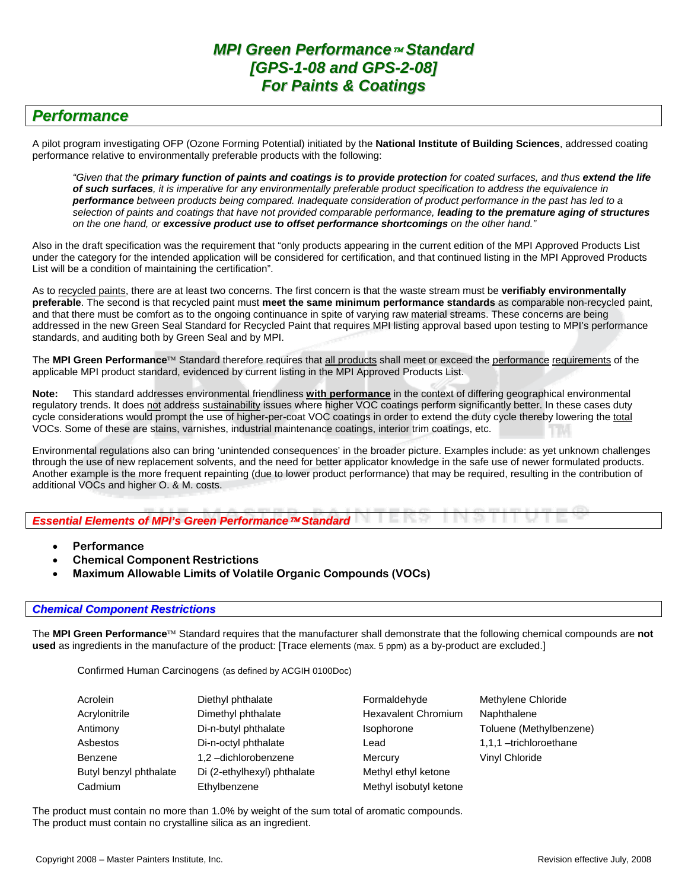# *MPI Green Performance™ Standard [GPS-1-08 and GPS-2-08] For Paints & Coatings*

## *Performance*

A pilot program investigating OFP (Ozone Forming Potential) initiated by the **National Institute of Building Sciences**, addressed coating performance relative to environmentally preferable products with the following:

> *"Given that the **primary function of paints and coatings is to provide protection** for coated surfaces, and thus **extend the life of such surfaces**, it is imperative for any environmentally preferable product specification to address the equivalence in **performance** between products being compared. Inadequate consideration of product performance in the past has led to a selection of paints and coatings that have not provided comparable performance, **leading to the premature aging of structures** on the one hand, or **excessive product use to offset performance shortcomings** on the other hand."*

Also in the draft specification was the requirement that "only products appearing in the current edition of the MPI Approved Products List under the category for the intended application will be considered for certification, and that continued listing in the MPI Approved Products List will be a condition of maintaining the certification".

As to recycled paints, there are at least two concerns. The first concern is that the waste stream must be **verifiably environmentally preferable**. The second is that recycled paint must **meet the same minimum performance standards** as comparable non-recycled paint, and that there must be comfort as to the ongoing continuance in spite of varying raw material streams. These concerns are being addressed in the new Green Seal Standard for Recycled Paint that requires MPI listing approval based upon testing to MPI's performance standards, and auditing both by Green Seal and by MPI.

The **MPI Green Performance**™ Standard therefore requires that all products shall meet or exceed the performance requirements of the applicable MPI product standard, evidenced by current listing in the MPI Approved Products List.

**Note:** This standard addresses environmental friendliness **with performance** in the context of differing geographical environmental regulatory trends. It does not address sustainability issues where higher VOC coatings perform significantly better. In these cases duty cycle considerations would prompt the use of higher-per-coat VOC coatings in order to extend the duty cycle thereby lowering the total VOCs. Some of these are stains, varnishes, industrial maintenance coatings, interior trim coatings, etc.

Environmental regulations also can bring 'unintended consequences' in the broader picture. Examples include: as yet unknown challenges through the use of new replacement solvents, and the need for better applicator knowledge in the safe use of newer formulated products. Another example is the more frequent repainting (due to lower product performance) that may be required, resulting in the contribution of additional VOCs and higher O. & M. costs.

## *Essential Elements of MPI's Green Performance™ Standard*

- **Performance**
- **Chemical Component Restrictions**
- **Maximum Allowable Limits of Volatile Organic Compounds (VOCs)**

## *Chemical Component Restrictions*

The **MPI Green Performance**™ Standard requires that the manufacturer shall demonstrate that the following chemical compounds are **not used** as ingredients in the manufacture of the product: [Trace elements (max. 5 ppm) as a by-product are excluded.]

Confirmed Human Carcinogens (as defined by ACGIH 0100Doc)

| | | | |
|---|---|---|---|
| Acrolein | Diethyl phthalate | Formaldehyde | Methylene Chloride |
| Acrylonitrile | Dimethyl phthalate | Hexavalent Chromium | Naphthalene |
| Antimony | Di-n-butyl phthalate | Isophorone | Toluene (Methylbenzene) |
| Asbestos | Di-n-octyl phthalate | Lead | 1,1,1 –trichloroethane |
| Benzene | 1,2 –dichlorobenzene | Mercury | Vinyl Chloride |
| Butyl benzyl phthalate | Di (2-ethylhexyl) phthalate | Methyl ethyl ketone | |
| Cadmium | Ethylbenzene | Methyl isobutyl ketone | |

The product must contain no more than 1.0% by weight of the sum total of aromatic compounds.
The product must contain no crystalline silica as an ingredient.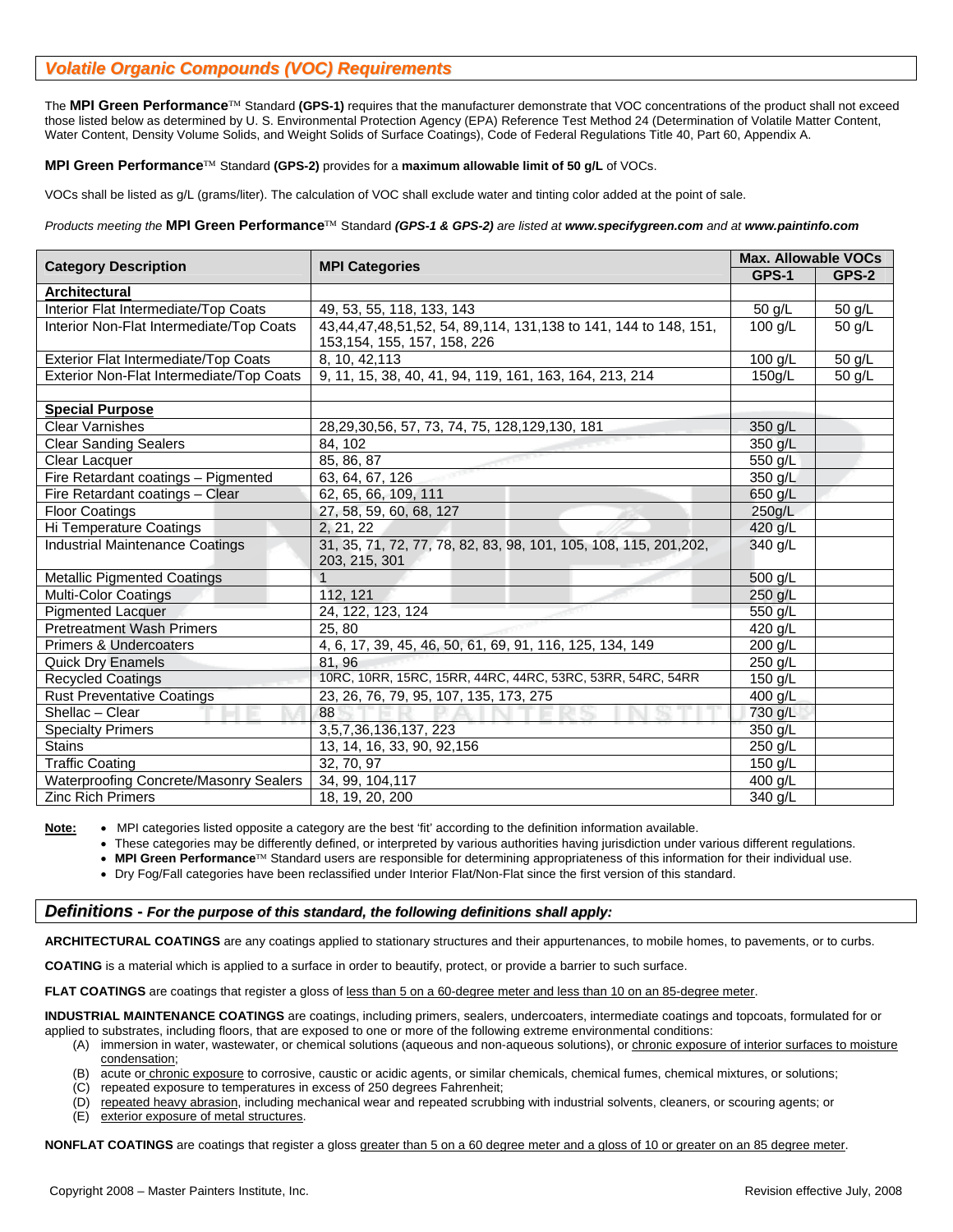## *Volatile Organic Compounds (VOC) Requirements*

The **MPI Green Performance**™ Standard **(GPS-1)** requires that the manufacturer demonstrate that VOC concentrations of the product shall not exceed those listed below as determined by U. S. Environmental Protection Agency (EPA) Reference Test Method 24 (Determination of Volatile Matter Content, Water Content, Density Volume Solids, and Weight Solids of Surface Coatings), Code of Federal Regulations Title 40, Part 60, Appendix A.

**MPI Green Performance**™ Standard **(GPS-2)** provides for a **maximum allowable limit of 50 g/L** of VOCs.

VOCs shall be listed as g/L (grams/liter). The calculation of VOC shall exclude water and tinting color added at the point of sale.

*Products meeting the* **MPI Green Performance**™ Standard ***(GPS-1 & GPS-2)*** *are listed at* ***www.specifygreen.com*** *and at* ***www.paintinfo.com***

| Category Description | MPI Categories | Max. Allowable VOCs | |
|---|---|---|---|
| | | GPS-1 | GPS-2 |
| **Architectural** | | | |
| Interior Flat Intermediate/Top Coats | 49, 53, 55, 118, 133, 143 | 50 g/L | 50 g/L |
| Interior Non-Flat Intermediate/Top Coats | 43,44,47,48,51,52, 54, 89,114, 131,138 to 141, 144 to 148, 151, 153,154, 155, 157, 158, 226 | 100 g/L | 50 g/L |
| Exterior Flat Intermediate/Top Coats | 8, 10, 42,113 | 100 g/L | 50 g/L |
| Exterior Non-Flat Intermediate/Top Coats | 9, 11, 15, 38, 40, 41, 94, 119, 161, 163, 164, 213, 214 | 150g/L | 50 g/L |
| | | | |
| **Special Purpose** | | | |
| Clear Varnishes | 28,29,30,56, 57, 73, 74, 75, 128,129,130, 181 | 350 g/L | |
| Clear Sanding Sealers | 84, 102 | 350 g/L | |
| Clear Lacquer | 85, 86, 87 | 550 g/L | |
| Fire Retardant coatings – Pigmented | 63, 64, 67, 126 | 350 g/L | |
| Fire Retardant coatings – Clear | 62, 65, 66, 109, 111 | 650 g/L | |
| Floor Coatings | 27, 58, 59, 60, 68, 127 | 250g/L | |
| Hi Temperature Coatings | 2, 21, 22 | 420 g/L | |
| Industrial Maintenance Coatings | 31, 35, 71, 72, 77, 78, 82, 83, 98, 101, 105, 108, 115, 201,202, 203, 215, 301 | 340 g/L | |
| Metallic Pigmented Coatings | 1 | 500 g/L | |
| Multi-Color Coatings | 112, 121 | 250 g/L | |
| Pigmented Lacquer | 24, 122, 123, 124 | 550 g/L | |
| Pretreatment Wash Primers | 25, 80 | 420 g/L | |
| Primers & Undercoaters | 4, 6, 17, 39, 45, 46, 50, 61, 69, 91, 116, 125, 134, 149 | 200 g/L | |
| Quick Dry Enamels | 81, 96 | 250 g/L | |
| Recycled Coatings | 10RC, 10RR, 15RC, 15RR, 44RC, 44RC, 53RC, 53RR, 54RC, 54RR | 150 g/L | |
| Rust Preventative Coatings | 23, 26, 76, 79, 95, 107, 135, 173, 275 | 400 g/L | |
| Shellac – Clear | 88 | 730 g/L | |
| Specialty Primers | 3,5,7,36,136,137, 223 | 350 g/L | |
| Stains | 13, 14, 16, 33, 90, 92,156 | 250 g/L | |
| Traffic Coating | 32, 70, 97 | 150 g/L | |
| Waterproofing Concrete/Masonry Sealers | 34, 99, 104,117 | 400 g/L | |
| Zinc Rich Primers | 18, 19, 20, 200 | 340 g/L | |

**Note:**

- MPI categories listed opposite a category are the best 'fit' according to the definition information available.
- These categories may be differently defined, or interpreted by various authorities having jurisdiction under various different regulations.
- **MPI Green Performance**™ Standard users are responsible for determining appropriateness of this information for their individual use.
- Dry Fog/Fall categories have been reclassified under Interior Flat/Non-Flat since the first version of this standard.

## *Definitions - For the purpose of this standard, the following definitions shall apply:*

**ARCHITECTURAL COATINGS** are any coatings applied to stationary structures and their appurtenances, to mobile homes, to pavements, or to curbs.

**COATING** is a material which is applied to a surface in order to beautify, protect, or provide a barrier to such surface.

**FLAT COATINGS** are coatings that register a gloss of less than 5 on a 60-degree meter and less than 10 on an 85-degree meter.

**INDUSTRIAL MAINTENANCE COATINGS** are coatings, including primers, sealers, undercoaters, intermediate coatings and topcoats, formulated for or applied to substrates, including floors, that are exposed to one or more of the following extreme environmental conditions:

(A) immersion in water, wastewater, or chemical solutions (aqueous and non-aqueous solutions), or chronic exposure of interior surfaces to moisture condensation;
(B) acute or chronic exposure to corrosive, caustic or acidic agents, or similar chemicals, chemical fumes, chemical mixtures, or solutions;
(C) repeated exposure to temperatures in excess of 250 degrees Fahrenheit;
(D) repeated heavy abrasion, including mechanical wear and repeated scrubbing with industrial solvents, cleaners, or scouring agents; or
(E) exterior exposure of metal structures.

**NONFLAT COATINGS** are coatings that register a gloss greater than 5 on a 60 degree meter and a gloss of 10 or greater on an 85 degree meter.

Copyright 2008 – Master Painters Institute, Inc. Revision effective July, 2008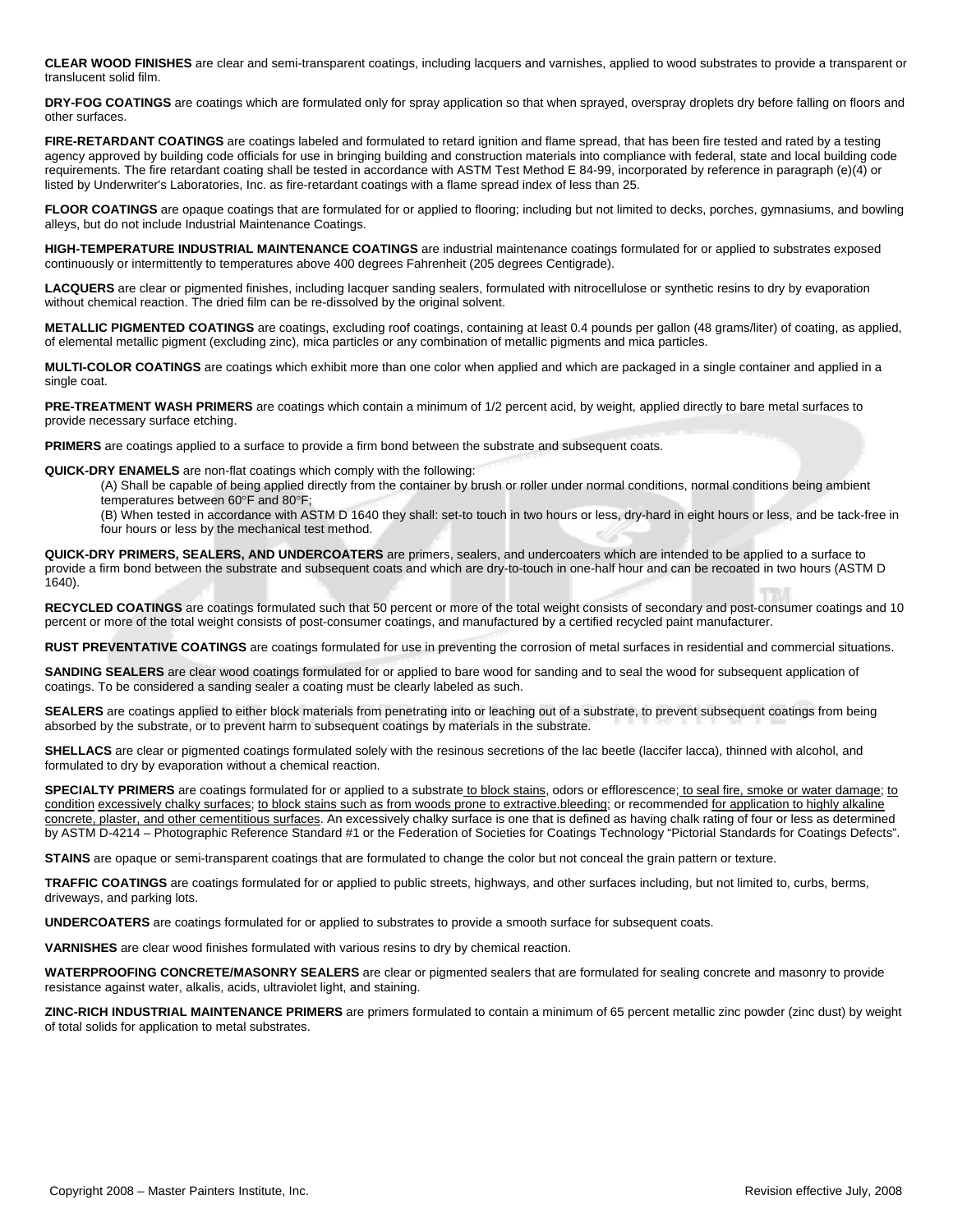**CLEAR WOOD FINISHES** are clear and semi-transparent coatings, including lacquers and varnishes, applied to wood substrates to provide a transparent or translucent solid film.

**DRY-FOG COATINGS** are coatings which are formulated only for spray application so that when sprayed, overspray droplets dry before falling on floors and other surfaces.

**FIRE-RETARDANT COATINGS** are coatings labeled and formulated to retard ignition and flame spread, that has been fire tested and rated by a testing agency approved by building code officials for use in bringing building and construction materials into compliance with federal, state and local building code requirements. The fire retardant coating shall be tested in accordance with ASTM Test Method E 84-99, incorporated by reference in paragraph (e)(4) or listed by Underwriter's Laboratories, Inc. as fire-retardant coatings with a flame spread index of less than 25.

**FLOOR COATINGS** are opaque coatings that are formulated for or applied to flooring; including but not limited to decks, porches, gymnasiums, and bowling alleys, but do not include Industrial Maintenance Coatings.

**HIGH-TEMPERATURE INDUSTRIAL MAINTENANCE COATINGS** are industrial maintenance coatings formulated for or applied to substrates exposed continuously or intermittently to temperatures above 400 degrees Fahrenheit (205 degrees Centigrade).

**LACQUERS** are clear or pigmented finishes, including lacquer sanding sealers, formulated with nitrocellulose or synthetic resins to dry by evaporation without chemical reaction. The dried film can be re-dissolved by the original solvent.

**METALLIC PIGMENTED COATINGS** are coatings, excluding roof coatings, containing at least 0.4 pounds per gallon (48 grams/liter) of coating, as applied, of elemental metallic pigment (excluding zinc), mica particles or any combination of metallic pigments and mica particles.

**MULTI-COLOR COATINGS** are coatings which exhibit more than one color when applied and which are packaged in a single container and applied in a single coat.

**PRE-TREATMENT WASH PRIMERS** are coatings which contain a minimum of 1/2 percent acid, by weight, applied directly to bare metal surfaces to provide necessary surface etching.

**PRIMERS** are coatings applied to a surface to provide a firm bond between the substrate and subsequent coats.

**QUICK-DRY ENAMELS** are non-flat coatings which comply with the following:

(A) Shall be capable of being applied directly from the container by brush or roller under normal conditions, normal conditions being ambient temperatures between 60°F and 80°F;

(B) When tested in accordance with ASTM D 1640 they shall: set-to touch in two hours or less, dry-hard in eight hours or less, and be tack-free in four hours or less by the mechanical test method.

**QUICK-DRY PRIMERS, SEALERS, AND UNDERCOATERS** are primers, sealers, and undercoaters which are intended to be applied to a surface to provide a firm bond between the substrate and subsequent coats and which are dry-to-touch in one-half hour and can be recoated in two hours (ASTM D 1640).

**RECYCLED COATINGS** are coatings formulated such that 50 percent or more of the total weight consists of secondary and post-consumer coatings and 10 percent or more of the total weight consists of post-consumer coatings, and manufactured by a certified recycled paint manufacturer.

**RUST PREVENTATIVE COATINGS** are coatings formulated for use in preventing the corrosion of metal surfaces in residential and commercial situations.

**SANDING SEALERS** are clear wood coatings formulated for or applied to bare wood for sanding and to seal the wood for subsequent application of coatings. To be considered a sanding sealer a coating must be clearly labeled as such.

**SEALERS** are coatings applied to either block materials from penetrating into or leaching out of a substrate, to prevent subsequent coatings from being absorbed by the substrate, or to prevent harm to subsequent coatings by materials in the substrate.

**SHELLACS** are clear or pigmented coatings formulated solely with the resinous secretions of the lac beetle (laccifer lacca), thinned with alcohol, and formulated to dry by evaporation without a chemical reaction.

**SPECIALTY PRIMERS** are coatings formulated for or applied to a substrate to block stains, odors or efflorescence; to seal fire, smoke or water damage; to condition excessively chalky surfaces; to block stains such as from woods prone to extractive.bleeding; or recommended for application to highly alkaline concrete, plaster, and other cementitious surfaces. An excessively chalky surface is one that is defined as having chalk rating of four or less as determined by ASTM D-4214 – Photographic Reference Standard #1 or the Federation of Societies for Coatings Technology "Pictorial Standards for Coatings Defects".

**STAINS** are opaque or semi-transparent coatings that are formulated to change the color but not conceal the grain pattern or texture.

**TRAFFIC COATINGS** are coatings formulated for or applied to public streets, highways, and other surfaces including, but not limited to, curbs, berms, driveways, and parking lots.

**UNDERCOATERS** are coatings formulated for or applied to substrates to provide a smooth surface for subsequent coats.

**VARNISHES** are clear wood finishes formulated with various resins to dry by chemical reaction.

**WATERPROOFING CONCRETE/MASONRY SEALERS** are clear or pigmented sealers that are formulated for sealing concrete and masonry to provide resistance against water, alkalis, acids, ultraviolet light, and staining.

**ZINC-RICH INDUSTRIAL MAINTENANCE PRIMERS** are primers formulated to contain a minimum of 65 percent metallic zinc powder (zinc dust) by weight of total solids for application to metal substrates.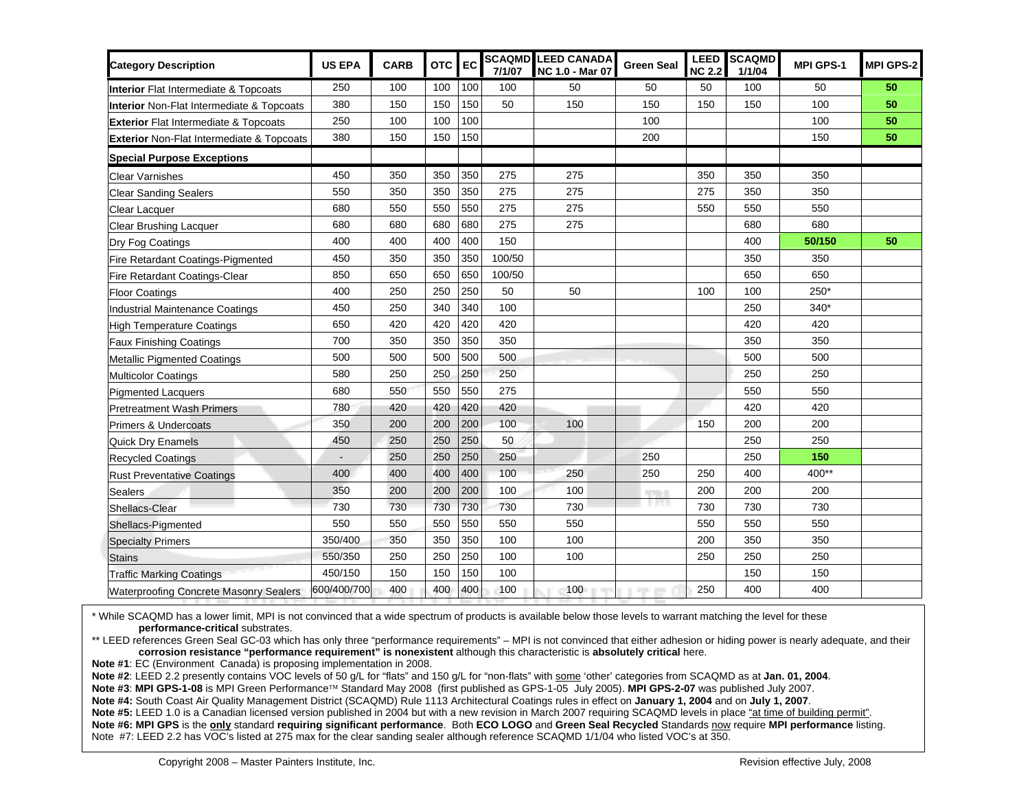| Category Description | US EPA | CARB | OTC | EC | SCAQMD 7/1/07 | LEED CANADA NC 1.0 - Mar 07 | Green Seal | LEED NC 2.2 | SCAQMD 1/1/04 | MPI GPS-1 | MPI GPS-2 |
|---|---|---|---|---|---|---|---|---|---|---|---|
| **Interior** Flat Intermediate & Topcoats | 250 | 100 | 100 | 100 | 100 | 50 | 50 | 50 | 100 | 50 | **50** |
| **Interior** Non-Flat Intermediate & Topcoats | 380 | 150 | 150 | 150 | 50 | 150 | 150 | 150 | 150 | 100 | **50** |
| **Exterior** Flat Intermediate & Topcoats | 250 | 100 | 100 | 100 | | | 100 | | | 100 | **50** |
| **Exterior** Non-Flat Intermediate & Topcoats | 380 | 150 | 150 | 150 | | | 200 | | | 150 | **50** |
| **Special Purpose Exceptions** | | | | | | | | | | | |
| Clear Varnishes | 450 | 350 | 350 | 350 | 275 | 275 | | 350 | 350 | 350 | |
| Clear Sanding Sealers | 550 | 350 | 350 | 350 | 275 | 275 | | 275 | 350 | 350 | |
| Clear Lacquer | 680 | 550 | 550 | 550 | 275 | 275 | | 550 | 550 | 550 | |
| Clear Brushing Lacquer | 680 | 680 | 680 | 680 | 275 | 275 | | | 680 | 680 | |
| Dry Fog Coatings | 400 | 400 | 400 | 400 | 150 | | | | 400 | **50/150** | **50** |
| Fire Retardant Coatings-Pigmented | 450 | 350 | 350 | 350 | 100/50 | | | | 350 | 350 | |
| Fire Retardant Coatings-Clear | 850 | 650 | 650 | 650 | 100/50 | | | | 650 | 650 | |
| Floor Coatings | 400 | 250 | 250 | 250 | 50 | 50 | | 100 | 100 | 250* | |
| Industrial Maintenance Coatings | 450 | 250 | 340 | 340 | 100 | | | | 250 | 340* | |
| High Temperature Coatings | 650 | 420 | 420 | 420 | 420 | | | | 420 | 420 | |
| Faux Finishing Coatings | 700 | 350 | 350 | 350 | 350 | | | | 350 | 350 | |
| Metallic Pigmented Coatings | 500 | 500 | 500 | 500 | 500 | | | | 500 | 500 | |
| Multicolor Coatings | 580 | 250 | 250 | 250 | 250 | | | | 250 | 250 | |
| Pigmented Lacquers | 680 | 550 | 550 | 550 | 275 | | | | 550 | 550 | |
| Pretreatment Wash Primers | 780 | 420 | 420 | 420 | 420 | | | | 420 | 420 | |
| Primers & Undercoats | 350 | 200 | 200 | 200 | 100 | 100 | | 150 | 200 | 200 | |
| Quick Dry Enamels | 450 | 250 | 250 | 250 | 50 | | | | 250 | 250 | |
| Recycled Coatings | - | 250 | 250 | 250 | 250 | | 250 | | 250 | **150** | |
| Rust Preventative Coatings | 400 | 400 | 400 | 400 | 100 | 250 | 250 | 250 | 400 | 400** | |
| Sealers | 350 | 200 | 200 | 200 | 100 | 100 | | 200 | 200 | 200 | |
| Shellacs-Clear | 730 | 730 | 730 | 730 | 730 | 730 | | 730 | 730 | 730 | |
| Shellacs-Pigmented | 550 | 550 | 550 | 550 | 550 | 550 | | 550 | 550 | 550 | |
| Specialty Primers | 350/400 | 350 | 350 | 350 | 100 | 100 | | 200 | 350 | 350 | |
| Stains | 550/350 | 250 | 250 | 250 | 100 | 100 | | 250 | 250 | 250 | |
| Traffic Marking Coatings | 450/150 | 150 | 150 | 150 | 100 | | | | 150 | 150 | |
| Waterproofing Concrete Masonry Sealers | 600/400/700 | 400 | 400 | 400 | 100 | 100 | | 250 | 400 | 400 | |

\* While SCAQMD has a lower limit, MPI is not convinced that a wide spectrum of products is available below those levels to warrant matching the level for these **performance-critical** substrates.

\*\* LEED references Green Seal GC-03 which has only three "performance requirements" – MPI is not convinced that either adhesion or hiding power is nearly adequate, and their **corrosion resistance "performance requirement" is nonexistent** although this characteristic is **absolutely critical** here.

**Note #1**: EC (Environment Canada) is proposing implementation in 2008.

**Note #2**: LEED 2.2 presently contains VOC levels of 50 g/L for "flats" and 150 g/L for "non-flats" with some 'other' categories from SCAQMD as at **Jan. 01, 2004**.

**Note #3**: **MPI GPS-1-08** is MPI Green Performance™ Standard May 2008 (first published as GPS-1-05 July 2005). **MPI GPS-2-07** was published July 2007.

**Note #4:** South Coast Air Quality Management District (SCAQMD) Rule 1113 Architectural Coatings rules in effect on **January 1, 2004** and on **July 1, 2007**.

**Note #5:** LEED 1.0 is a Canadian licensed version published in 2004 but with a new revision in March 2007 requiring SCAQMD levels in place "at time of building permit".

**Note #6: MPI GPS** is the **only** standard **requiring significant performance**. Both **ECO LOGO** and **Green Seal Recycled** Standards now require **MPI performance** listing.

Note #7: LEED 2.2 has VOC's listed at 275 max for the clear sanding sealer although reference SCAQMD 1/1/04 who listed VOC's at 350.

Copyright 2008 – Master Painters Institute, Inc. Revision effective July, 2008